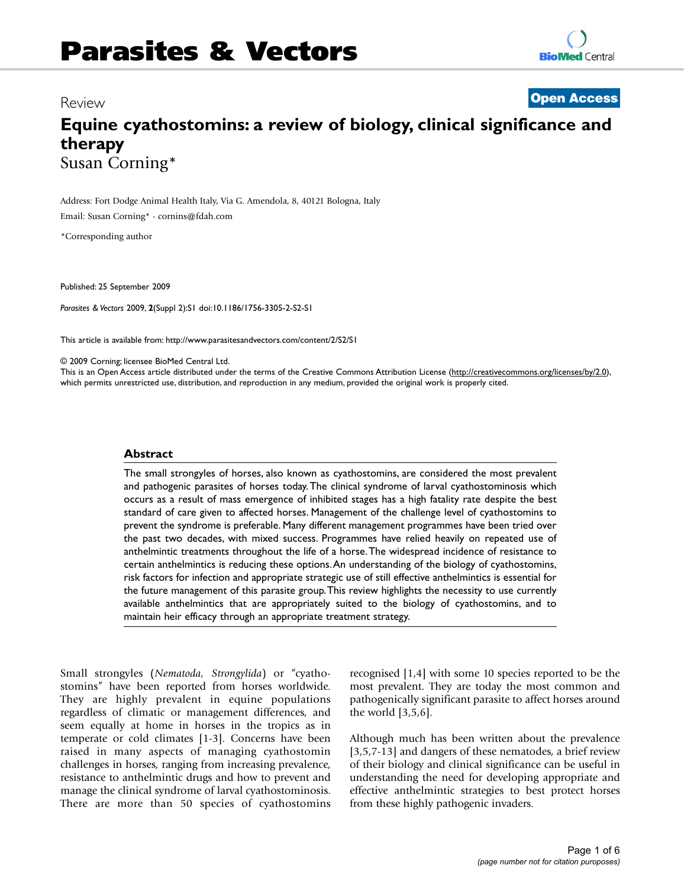Review **Open Access**

# Equine cyathostomins: a review of biology, clinical significance and therapy

Susan Corning*

Address: Fort Dodge Animal Health Italy, Via G. Amendola, 8, 40121 Bologna, Italy

Email: Susan Corning* - cornins@fdah.com

*Corresponding author

Published: 25 September 2009

*Parasites & Vectors* 2009, **2**(Suppl 2):S1 doi:10.1186/1756-3305-2-S2-S1

This article is available from: http://www.parasitesandvectors.com/content/2/S2/S1

© 2009 Corning; licensee BioMed Central Ltd.

This is an Open Access article distributed under the terms of the Creative Commons Attribution License (http://creativecommons.org/licenses/by/2.0), which permits unrestricted use, distribution, and reproduction in any medium, provided the original work is properly cited.

## Abstract

The small strongyles of horses, also known as cyathostomins, are considered the most prevalent and pathogenic parasites of horses today. The clinical syndrome of larval cyathostominosis which occurs as a result of mass emergence of inhibited stages has a high fatality rate despite the best standard of care given to affected horses. Management of the challenge level of cyathostomins to prevent the syndrome is preferable. Many different management programmes have been tried over the past two decades, with mixed success. Programmes have relied heavily on repeated use of anthelmintic treatments throughout the life of a horse. The widespread incidence of resistance to certain anthelmintics is reducing these options. An understanding of the biology of cyathostomins, risk factors for infection and appropriate strategic use of still effective anthelmintics is essential for the future management of this parasite group. This review highlights the necessity to use currently available anthelmintics that are appropriately suited to the biology of cyathostomins, and to maintain heir efficacy through an appropriate treatment strategy.

Small strongyles (*Nematoda, Strongylida*) or "cyathostomins" have been reported from horses worldwide. They are highly prevalent in equine populations regardless of climatic or management differences, and seem equally at home in horses in the tropics as in temperate or cold climates [1-3]. Concerns have been raised in many aspects of managing cyathostomin challenges in horses, ranging from increasing prevalence, resistance to anthelmintic drugs and how to prevent and manage the clinical syndrome of larval cyathostominosis. There are more than 50 species of cyathostomins recognised [1,4] with some 10 species reported to be the most prevalent. They are today the most common and pathogenically significant parasite to affect horses around the world [3,5,6].

Although much has been written about the prevalence [3,5,7-13] and dangers of these nematodes, a brief review of their biology and clinical significance can be useful in understanding the need for developing appropriate and effective anthelmintic strategies to best protect horses from these highly pathogenic invaders.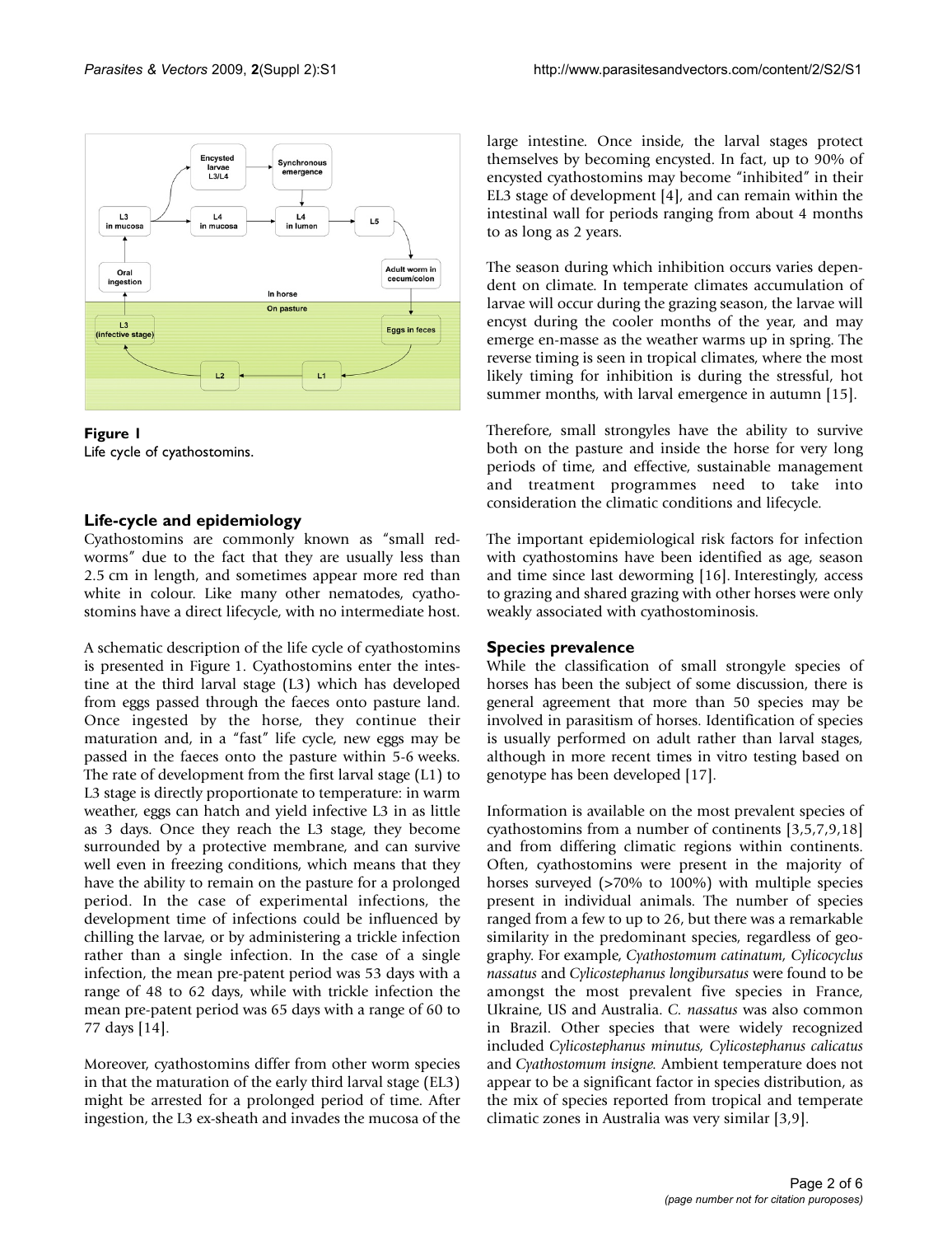**Figure 1**
Life cycle of cyathostomins.

## Life-cycle and epidemiology

Cyathostomins are commonly known as "small redworms" due to the fact that they are usually less than 2.5 cm in length, and sometimes appear more red than white in colour. Like many other nematodes, cyathostomins have a direct lifecycle, with no intermediate host.

A schematic description of the life cycle of cyathostomins is presented in Figure 1. Cyathostomins enter the intestine at the third larval stage (L3) which has developed from eggs passed through the faeces onto pasture land. Once ingested by the horse, they continue their maturation and, in a "fast" life cycle, new eggs may be passed in the faeces onto the pasture within 5-6 weeks. The rate of development from the first larval stage (L1) to L3 stage is directly proportionate to temperature: in warm weather, eggs can hatch and yield infective L3 in as little as 3 days. Once they reach the L3 stage, they become surrounded by a protective membrane, and can survive well even in freezing conditions, which means that they have the ability to remain on the pasture for a prolonged period. In the case of experimental infections, the development time of infections could be influenced by chilling the larvae, or by administering a trickle infection rather than a single infection. In the case of a single infection, the mean pre-patent period was 53 days with a range of 48 to 62 days, while with trickle infection the mean pre-patent period was 65 days with a range of 60 to 77 days [14].

Moreover, cyathostomins differ from other worm species in that the maturation of the early third larval stage (EL3) might be arrested for a prolonged period of time. After ingestion, the L3 ex-sheath and invades the mucosa of the large intestine. Once inside, the larval stages protect themselves by becoming encysted. In fact, up to 90% of encysted cyathostomins may become "inhibited" in their EL3 stage of development [4], and can remain within the intestinal wall for periods ranging from about 4 months to as long as 2 years.

The season during which inhibition occurs varies dependent on climate. In temperate climates accumulation of larvae will occur during the grazing season, the larvae will encyst during the cooler months of the year, and may emerge en-masse as the weather warms up in spring. The reverse timing is seen in tropical climates, where the most likely timing for inhibition is during the stressful, hot summer months, with larval emergence in autumn [15].

Therefore, small strongyles have the ability to survive both on the pasture and inside the horse for very long periods of time, and effective, sustainable management and treatment programmes need to take into consideration the climatic conditions and lifecycle.

The important epidemiological risk factors for infection with cyathostomins have been identified as age, season and time since last deworming [16]. Interestingly, access to grazing and shared grazing with other horses were only weakly associated with cyathostominosis.

## Species prevalence

While the classification of small strongyle species of horses has been the subject of some discussion, there is general agreement that more than 50 species may be involved in parasitism of horses. Identification of species is usually performed on adult rather than larval stages, although in more recent times in vitro testing based on genotype has been developed [17].

Information is available on the most prevalent species of cyathostomins from a number of continents [3,5,7,9,18] and from differing climatic regions within continents. Often, cyathostomins were present in the majority of horses surveyed (>70% to 100%) with multiple species present in individual animals. The number of species ranged from a few to up to 26, but there was a remarkable similarity in the predominant species, regardless of geography. For example, *Cyathostomum catinatum, Cylicocyclus nassatus* and *Cylicostephanus longibursatus* were found to be amongst the most prevalent five species in France, Ukraine, US and Australia. *C. nassatus* was also common in Brazil. Other species that were widely recognized included *Cylicostephanus minutus, Cylicostephanus calicatus* and *Cyathostomum insigne.* Ambient temperature does not appear to be a significant factor in species distribution, as the mix of species reported from tropical and temperate climatic zones in Australia was very similar [3,9].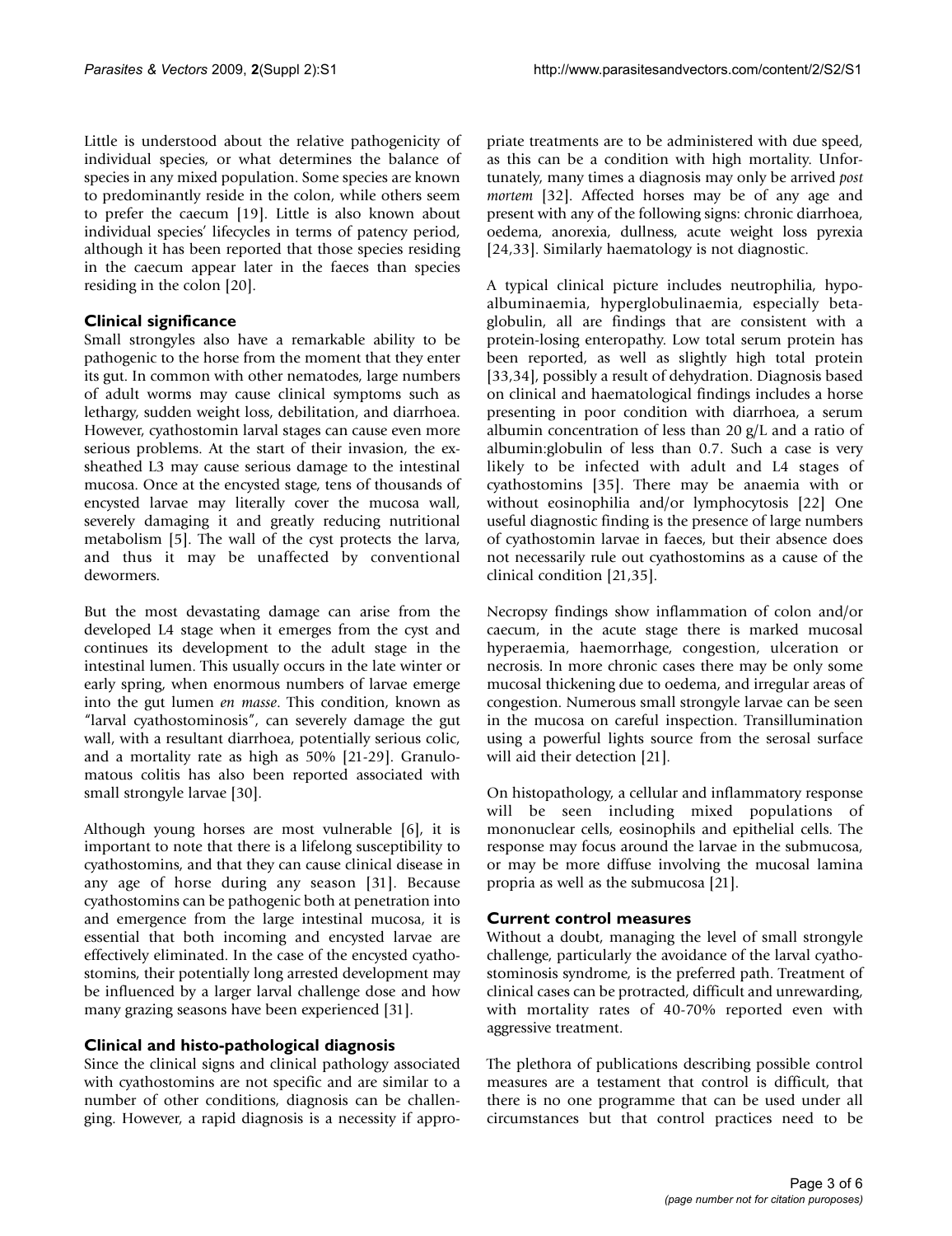Little is understood about the relative pathogenicity of individual species, or what determines the balance of species in any mixed population. Some species are known to predominantly reside in the colon, while others seem to prefer the caecum [19]. Little is also known about individual species' lifecycles in terms of patency period, although it has been reported that those species residing in the caecum appear later in the faeces than species residing in the colon [20].

## Clinical significance

Small strongyles also have a remarkable ability to be pathogenic to the horse from the moment that they enter its gut. In common with other nematodes, large numbers of adult worms may cause clinical symptoms such as lethargy, sudden weight loss, debilitation, and diarrhoea. However, cyathostomin larval stages can cause even more serious problems. At the start of their invasion, the ex-sheathed L3 may cause serious damage to the intestinal mucosa. Once at the encysted stage, tens of thousands of encysted larvae may literally cover the mucosa wall, severely damaging it and greatly reducing nutritional metabolism [5]. The wall of the cyst protects the larva, and thus it may be unaffected by conventional dewormers.

But the most devastating damage can arise from the developed L4 stage when it emerges from the cyst and continues its development to the adult stage in the intestinal lumen. This usually occurs in the late winter or early spring, when enormous numbers of larvae emerge into the gut lumen *en masse*. This condition, known as "larval cyathostominosis", can severely damage the gut wall, with a resultant diarrhoea, potentially serious colic, and a mortality rate as high as 50% [21-29]. Granulomatous colitis has also been reported associated with small strongyle larvae [30].

Although young horses are most vulnerable [6], it is important to note that there is a lifelong susceptibility to cyathostomins, and that they can cause clinical disease in any age of horse during any season [31]. Because cyathostomins can be pathogenic both at penetration into and emergence from the large intestinal mucosa, it is essential that both incoming and encysted larvae are effectively eliminated. In the case of the encysted cyathostomins, their potentially long arrested development may be influenced by a larger larval challenge dose and how many grazing seasons have been experienced [31].

## Clinical and histo-pathological diagnosis

Since the clinical signs and clinical pathology associated with cyathostomins are not specific and are similar to a number of other conditions, diagnosis can be challenging. However, a rapid diagnosis is a necessity if appropriate treatments are to be administered with due speed, as this can be a condition with high mortality. Unfortunately, many times a diagnosis may only be arrived *post mortem* [32]. Affected horses may be of any age and present with any of the following signs: chronic diarrhoea, oedema, anorexia, dullness, acute weight loss pyrexia [24,33]. Similarly haematology is not diagnostic.

A typical clinical picture includes neutrophilia, hypoalbuminaemia, hyperglobulinaemia, especially beta-globulin, all are findings that are consistent with a protein-losing enteropathy. Low total serum protein has been reported, as well as slightly high total protein [33,34], possibly a result of dehydration. Diagnosis based on clinical and haematological findings includes a horse presenting in poor condition with diarrhoea, a serum albumin concentration of less than 20 g/L and a ratio of albumin:globulin of less than 0.7. Such a case is very likely to be infected with adult and L4 stages of cyathostomins [35]. There may be anaemia with or without eosinophilia and/or lymphocytosis [22] One useful diagnostic finding is the presence of large numbers of cyathostomin larvae in faeces, but their absence does not necessarily rule out cyathostomins as a cause of the clinical condition [21,35].

Necropsy findings show inflammation of colon and/or caecum, in the acute stage there is marked mucosal hyperaemia, haemorrhage, congestion, ulceration or necrosis. In more chronic cases there may be only some mucosal thickening due to oedema, and irregular areas of congestion. Numerous small strongyle larvae can be seen in the mucosa on careful inspection. Transillumination using a powerful lights source from the serosal surface will aid their detection [21].

On histopathology, a cellular and inflammatory response will be seen including mixed populations of mononuclear cells, eosinophils and epithelial cells. The response may focus around the larvae in the submucosa, or may be more diffuse involving the mucosal lamina propria as well as the submucosa [21].

## Current control measures

Without a doubt, managing the level of small strongyle challenge, particularly the avoidance of the larval cyathostominosis syndrome, is the preferred path. Treatment of clinical cases can be protracted, difficult and unrewarding, with mortality rates of 40-70% reported even with aggressive treatment.

The plethora of publications describing possible control measures are a testament that control is difficult, that there is no one programme that can be used under all circumstances but that control practices need to be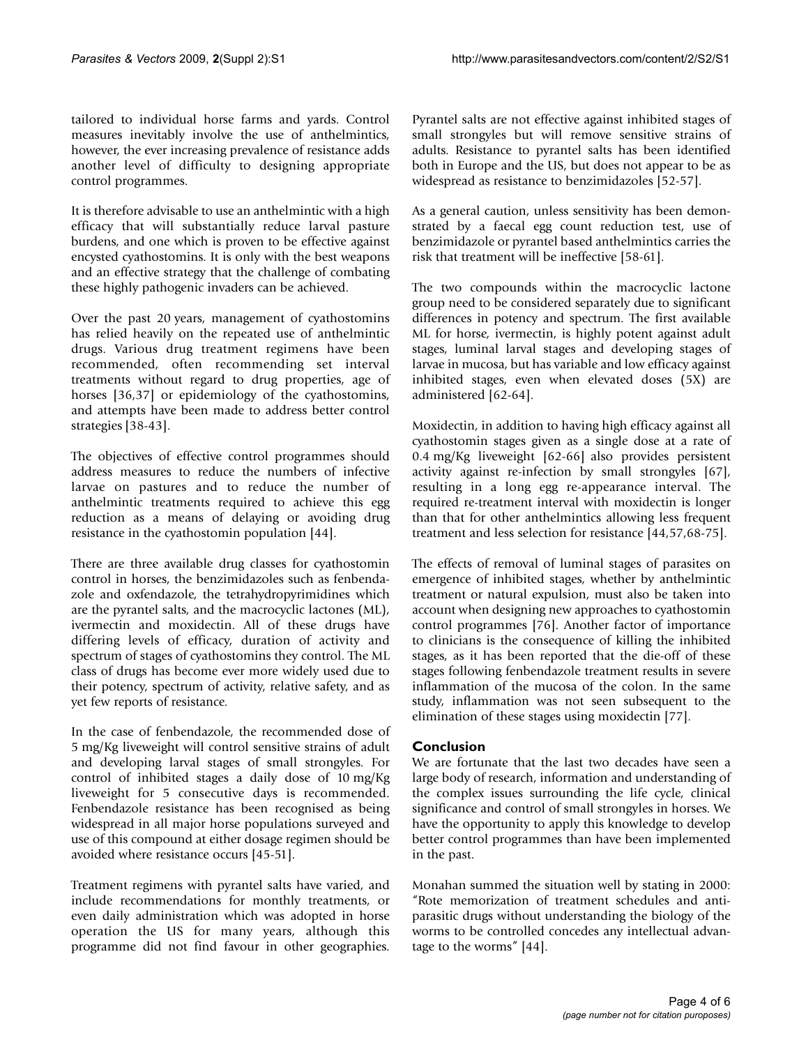tailored to individual horse farms and yards. Control measures inevitably involve the use of anthelmintics, however, the ever increasing prevalence of resistance adds another level of difficulty to designing appropriate control programmes.

It is therefore advisable to use an anthelmintic with a high efficacy that will substantially reduce larval pasture burdens, and one which is proven to be effective against encysted cyathostomins. It is only with the best weapons and an effective strategy that the challenge of combating these highly pathogenic invaders can be achieved.

Over the past 20 years, management of cyathostomins has relied heavily on the repeated use of anthelmintic drugs. Various drug treatment regimens have been recommended, often recommending set interval treatments without regard to drug properties, age of horses [36,37] or epidemiology of the cyathostomins, and attempts have been made to address better control strategies [38-43].

The objectives of effective control programmes should address measures to reduce the numbers of infective larvae on pastures and to reduce the number of anthelmintic treatments required to achieve this egg reduction as a means of delaying or avoiding drug resistance in the cyathostomin population [44].

There are three available drug classes for cyathostomin control in horses, the benzimidazoles such as fenbendazole and oxfendazole, the tetrahydropyrimidines which are the pyrantel salts, and the macrocyclic lactones (ML), ivermectin and moxidectin. All of these drugs have differing levels of efficacy, duration of activity and spectrum of stages of cyathostomins they control. The ML class of drugs has become ever more widely used due to their potency, spectrum of activity, relative safety, and as yet few reports of resistance.

In the case of fenbendazole, the recommended dose of 5 mg/Kg liveweight will control sensitive strains of adult and developing larval stages of small strongyles. For control of inhibited stages a daily dose of 10 mg/Kg liveweight for 5 consecutive days is recommended. Fenbendazole resistance has been recognised as being widespread in all major horse populations surveyed and use of this compound at either dosage regimen should be avoided where resistance occurs [45-51].

Treatment regimens with pyrantel salts have varied, and include recommendations for monthly treatments, or even daily administration which was adopted in horse operation the US for many years, although this programme did not find favour in other geographies. Pyrantel salts are not effective against inhibited stages of small strongyles but will remove sensitive strains of adults. Resistance to pyrantel salts has been identified both in Europe and the US, but does not appear to be as widespread as resistance to benzimidazoles [52-57].

As a general caution, unless sensitivity has been demonstrated by a faecal egg count reduction test, use of benzimidazole or pyrantel based anthelmintics carries the risk that treatment will be ineffective [58-61].

The two compounds within the macrocyclic lactone group need to be considered separately due to significant differences in potency and spectrum. The first available ML for horse, ivermectin, is highly potent against adult stages, luminal larval stages and developing stages of larvae in mucosa, but has variable and low efficacy against inhibited stages, even when elevated doses (5X) are administered [62-64].

Moxidectin, in addition to having high efficacy against all cyathostomin stages given as a single dose at a rate of 0.4 mg/Kg liveweight [62-66] also provides persistent activity against re-infection by small strongyles [67], resulting in a long egg re-appearance interval. The required re-treatment interval with moxidectin is longer than that for other anthelmintics allowing less frequent treatment and less selection for resistance [44,57,68-75].

The effects of removal of luminal stages of parasites on emergence of inhibited stages, whether by anthelmintic treatment or natural expulsion, must also be taken into account when designing new approaches to cyathostomin control programmes [76]. Another factor of importance to clinicians is the consequence of killing the inhibited stages, as it has been reported that the die-off of these stages following fenbendazole treatment results in severe inflammation of the mucosa of the colon. In the same study, inflammation was not seen subsequent to the elimination of these stages using moxidectin [77].

## Conclusion

We are fortunate that the last two decades have seen a large body of research, information and understanding of the complex issues surrounding the life cycle, clinical significance and control of small strongyles in horses. We have the opportunity to apply this knowledge to develop better control programmes than have been implemented in the past.

Monahan summed the situation well by stating in 2000: "Rote memorization of treatment schedules and anti-parasitic drugs without understanding the biology of the worms to be controlled concedes any intellectual advantage to the worms" [44].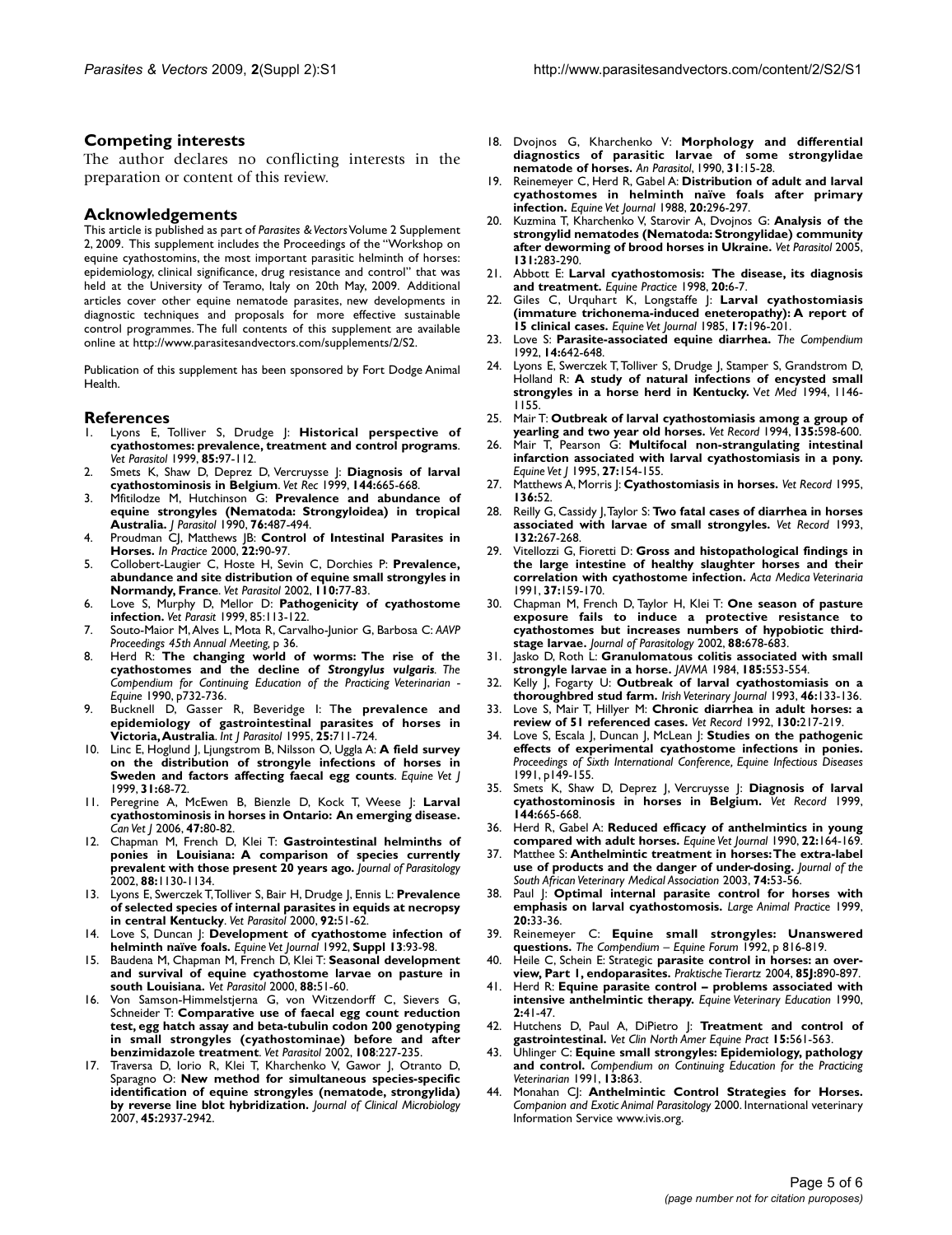## Competing interests

The author declares no conflicting interests in the preparation or content of this review.

## Acknowledgements

This article is published as part of *Parasites & Vectors* Volume 2 Supplement 2, 2009. This supplement includes the Proceedings of the "Workshop on equine cyathostomins, the most important parasitic helminth of horses: epidemiology, clinical significance, drug resistance and control" that was held at the University of Teramo, Italy on 20th May, 2009. Additional articles cover other equine nematode parasites, new developments in diagnostic techniques and proposals for more effective sustainable control programmes. The full contents of this supplement are available online at http://www.parasitesandvectors.com/supplements/2/S2.

Publication of this supplement has been sponsored by Fort Dodge Animal Health.

## References

1. Lyons E, Tolliver S, Drudge J: **Historical perspective of cyathostomes: prevalence, treatment and control programs**. *Vet Parasitol* 1999, **85:**97-112.
2. Smets K, Shaw D, Deprez D, Vercruysse J: **Diagnosis of larval cyathostominosis in Belgium**. *Vet Rec* 1999, **144:**665-668.
3. Mfitilodze M, Hutchinson G: **Prevalence and abundance of equine strongyles (Nematoda: Strongyloidea) in tropical Australia.** *J Parasitol* 1990, **76:**487-494.
4. Proudman CJ, Matthews JB: **Control of Intestinal Parasites in Horses.** *In Practice* 2000, **22:**90-97.
5. Collobert-Laugier C, Hoste H, Sevin C, Dorchies P: **Prevalence, abundance and site distribution of equine small strongyles in Normandy, France**. *Vet Parasitol* 2002, **110:**77-83.
6. Love S, Murphy D, Mellor D: **Pathogenicity of cyathostome infection.** *Vet Parasit* 1999, 85:113-122.
7. Souto-Maior M, Alves L, Mota R, Carvalho-Junior G, Barbosa C: *AAVP Proceedings 45th Annual Meeting,* p 36.
8. Herd R: **The changing world of worms: The rise of the cyathostomes and the decline of *Strongylus vulgaris*.** *The Compendium for Continuing Education of the Practicing Veterinarian - Equine* 1990, p732-736.
9. Bucknell D, Gasser R, Beveridge I: T**he prevalence and epidemiology of gastrointestinal parasites of horses in Victoria, Australia**. *Int J Parasitol* 1995, **25:**711-724.
10. Linc E, Hoglund J, Ljungstrom B, Nilsson O, Uggla A: **A field survey on the distribution of strongyle infections of horses in Sweden and factors affecting faecal egg counts**. *Equine Vet J* 1999, **31:**68-72.
11. Peregrine A, McEwen B, Bienzle D, Kock T, Weese J: **Larval cyathostominosis in horses in Ontario: An emerging disease.** *Can Vet J* 2006, **47:**80-82.
12. Chapman M, French D, Klei T: **Gastrointestinal helminths of ponies in Louisiana: A comparison of species currently prevalent with those present 20 years ago.** *Journal of Parasitology* 2002, **88:**1130-1134.
13. Lyons E, Swerczek T, Tolliver S, Bair H, Drudge J, Ennis L: **Prevalence of selected species of internal parasites in equids at necropsy in central Kentucky**. *Vet Parasitol* 2000, **92:**51-62.
14. Love S, Duncan J: **Development of cyathostome infection of helminth naïve foals.** *Equine Vet Journal* 1992, **Suppl 13**:93-98.
15. Baudena M, Chapman M, French D, Klei T: **Seasonal development and survival of equine cyathostome larvae on pasture in south Louisiana.** *Vet Parasitol* 2000, **88:**51-60.
16. Von Samson-Himmelstjerna G, von Witzendorff C, Sievers G, Schneider T: **Comparative use of faecal egg count reduction test, egg hatch assay and beta-tubulin codon 200 genotyping in small strongyles (cyathostominae) before and after benzimidazole treatment**. *Vet Parasitol* 2002, **108**:227-235.
17. Traversa D, Iorio R, Klei T, Kharchenko V, Gawor J, Otranto D, Sparagno O: **New method for simultaneous species-specific identification of equine strongyles (nematode, strongylida) by reverse line blot hybridization.** *Journal of Clinical Microbiology* 2007, **45:**2937-2942.
18. Dvojnos G, Kharchenko V: **Morphology and differential diagnostics of parasitic larvae of some strongylidae nematode of horses.** *An Parasitol*, 1990, **31**:15-28.
19. Reinemeyer C, Herd R, Gabel A: **Distribution of adult and larval cyathostomes in helminth naïve foals after primary infection.** *Equine Vet Journal* 1988, **20:**296-297.
20. Kuzmina T, Kharchenko V, Starovir A, Dvojnos G: **Analysis of the strongylid nematodes (Nematoda: Strongylidae) community after deworming of brood horses in Ukraine.** *Vet Parasitol* 2005, **131:**283-290.
21. Abbott E: **Larval cyathostomosis: The disease, its diagnosis and treatment.** *Equine Practice* 1998, **20:**6-7.
22. Giles C, Urquhart K, Longstaffe J: **Larval cyathostomiasis (immature trichonema-induced eneteropathy): A report of 15 clinical cases.** *Equine Vet Journal* 1985, **17:**196-201.
23. Love S: **Parasite-associated equine diarrhea.** *The Compendium* 1992, **14:**642-648.
24. Lyons E, Swerczek T, Tolliver S, Drudge J, Stamper S, Grandstrom D, Holland R: **A study of natural infections of encysted small strongyles in a horse herd in Kentucky.** *Vet Med* 1994, 1146-1155.
25. Mair T: **Outbreak of larval cyathostomiasis among a group of yearling and two year old horses.** *Vet Record* 1994, **135:**598-600.
26. Mair T, Pearson G: **Multifocal non-strangulating intestinal infarction associated with larval cyathostomiasis in a pony.** *Equine Vet J* 1995, **27:**154-155.
27. Matthews A, Morris J: **Cyathostomiasis in horses.** *Vet Record* 1995, **136:**52.
28. Reilly G, Cassidy J, Taylor S: **Two fatal cases of diarrhea in horses associated with larvae of small strongyles.** *Vet Record* 1993, **132:**267-268.
29. Vitellozzi G, Fioretti D: **Gross and histopathological findings in the large intestine of healthy slaughter horses and their correlation with cyathostome infection.** *Acta Medica Veterinaria* 1991, **37:**159-170.
30. Chapman M, French D, Taylor H, Klei T: **One season of pasture exposure fails to induce a protective resistance to cyathostomes but increases numbers of hypobiotic third-stage larvae.** *Journal of Parasitology* 2002, **88:**678-683.
31. Jasko D, Roth L: **Granulomatous colitis associated with small strongyle larvae in a horse.** *JAVMA* 1984, **185:**553-554.
32. Kelly J, Fogarty U: **Outbreak of larval cyathostomiasis on a thoroughbred stud farm.** *Irish Veterinary Journal* 1993, **46:**133-136.
33. Love S, Mair T, Hillyer M: **Chronic diarrhea in adult horses: a review of 51 referenced cases.** *Vet Record* 1992, **130:**217-219.
34. Love S, Escala J, Duncan J, McLean J: **Studies on the pathogenic effects of experimental cyathostome infections in ponies.** *Proceedings of Sixth International Conference, Equine Infectious Diseases* 1991, p149-155.
35. Smets K, Shaw D, Deprez J, Vercruysse J: **Diagnosis of larval cyathostominosis in horses in Belgium.** *Vet Record* 1999, **144:**665-668.
36. Herd R, Gabel A: **Reduced efficacy of anthelmintics in young compared with adult horses.** *Equine Vet Journal* 1990, **22:**164-169.
37. Matthee S: **Anthelmintic treatment in horses: The extra-label use of products and the danger of under-dosing.** *Journal of the South African Veterinary Medical Association* 2003, **74:**53-56.
38. Paul J: **Optimal internal parasite control for horses with emphasis on larval cyathostomosis.** *Large Animal Practice* 1999, **20:**33-36.
39. Reinemeyer C: **Equine small strongyles: Unanswered questions.** *The Compendium – Equine Forum* 1992, p 816-819.
40. Heile C, Schein E: Strategic **parasite control in horses: an overview, Part 1, endoparasites.** *Praktische Tierartz* 2004, **85J:**890-897.
41. Herd R: **Equine parasite control – problems associated with intensive anthelmintic therapy.** *Equine Veterinary Education* 1990, **2:**41-47.
42. Hutchens D, Paul A, DiPietro J: **Treatment and control of gastrointestinal.** *Vet Clin North Amer Equine Pract* **15:**561-563.
43. Uhlinger C: **Equine small strongyles: Epidemiology, pathology and control.** *Compendium on Continuing Education for the Practicing Veterinarian* 1991, **13:**863.
44. Monahan CJ: **Anthelmintic Control Strategies for Horses.** *Companion and Exotic Animal Parasitology* 2000. International veterinary Information Service www.ivis.org.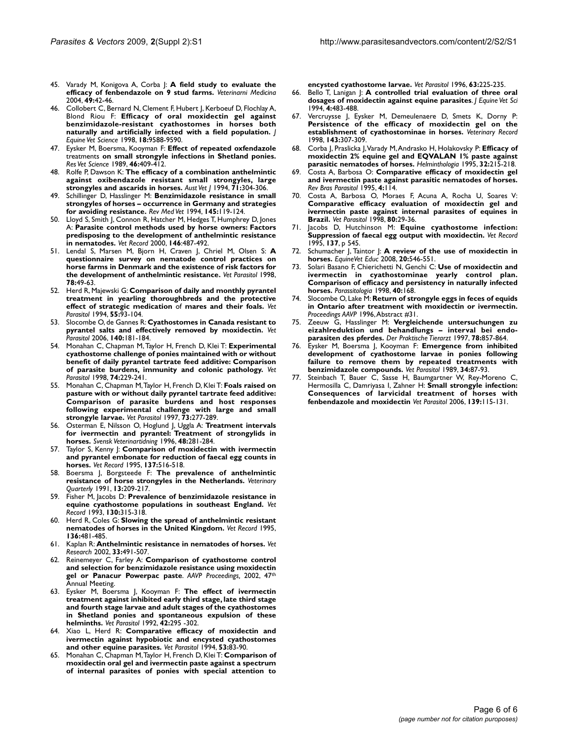45. Varady M, Konigova A, Corba J: **A field study to evaluate the efficacy of fenbendazole on 9 stud farms.** *Veterinarni Medicina* 2004, **49:**42-46.
46. Collobert C, Bernard N, Clement F, Hubert J, Kerboeuf D, Flochlay A, Blond Riou F: **Efficacy of oral moxidectin gel against benzimidazole-resistant cyathostomes in horses both naturally and artificially infected with a field population.** *J Equine Vet Science* 1998, **18:**9588-9590.
47. Eysker M, Boersma, Kooyman F: **Effect of repeated oxfendazole** treatments **on small strongyle infections in Shetland ponies.** *Res Vet Science* 1989, **46:**409-412.
48. Rolfe P, Dawson K: **The efficacy of a combination anthelmintic against oxibendazole resistant small strongyles, large strongyles and ascarids in horses.** *Aust Vet J* 1994, **71:**304-306.
49. Schillinger D, Hasslinger M: **Benzimidazole resistance in small strongyles of horses – occurrence in Germany and strategies for avoiding resistance.** *Rev Med Vet* 1994, **145:**119-124.
50. Lloyd S, Smith J, Connon R, Hatcher M, Hedges T, Humphrey D, Jones A: **Parasite control methods used by horse owners: Factors predisposing to the development of anthelmintic resistance in nematodes.** *Vet Record* 2000, **146**:487-492.
51. Lendal S, Marsen M, Bjorn H, Craven J, Chriel M, Olsen S: **A questionnaire survey on nematode control practices on horse farms in Denmark and the existence of risk factors for the development of anthelmintic resistance.** *Vet Parasitol* 1998, **78:**49-63.
52. Herd R, Majewski G: **Comparison of daily and monthly pyrantel treatment in yearling thoroughbreds and the protective effect of strategic medication** of **mares and their foals.** *Vet Parasitol* 1994, **55:**93-104.
53. Slocombe O, de Gannes R: **Cyathostomes in Canada resistant to pyrantel salts and effectively removed by moxidectin.** *Vet Parasitol* 2006, **140:**181-184.
54. Monahan C, Chapman M, Taylor H, French D, Klei T: **Experimental cyathostome challenge of ponies maintained with or without benefit of daily pyrantel tartrate feed additive: Comparison of parasite burdens, immunity and colonic pathology.** *Vet Parasitol* 1998, **74:**229-241.
55. Monahan C, Chapman M, Taylor H, French D, Klei T: **Foals raised on pasture with or without daily pyrantel tartrate feed additive: Comparison of parasite burdens and host responses following experimental challenge with large and small strongyle larvae.** *Vet Parasitol* 1997, **73:**277-289.
56. Osterman E, Nilsson O, Hoglund J, Uggla A: **Treatment intervals for ivermectin and pyrantel: Treatment of strongylids in horses.** *Svensk Veterinartidning* 1996, **48:**281-284.
57. Taylor S, Kenny J: **Comparison of moxidectin with ivermectin and pyrantel embonate for reduction of faecal egg counts in horses.** *Vet Record* 1995, **137:**516-518.
58. Boersma J, Borgsteede F: **The prevalence of anthelmintic resistance of horse strongyles in the Netherlands.** *Veterinary Quarterly* 1991, **13:**209-217.
59. Fisher M, Jacobs D: **Prevalence of benzimidazole resistance in equine cyathostome populations in southeast England.** *Vet Record* 1993, **130:**315-318.
60. Herd R, Coles G: **Slowing the spread of anthelmintic resistant nematodes of horses in the United Kingdom.** *Vet Record* 1995, **136:**481-485.
61. Kaplan R: **Anthelmintic resistance in nematodes of horses.** *Vet Research* 2002, **33:**491-507.
62. Reinemeyer C, Farley A: **Comparison of cyathostome control and selection for benzimidazole resistance using moxidectin gel or Panacur Powerpac paste**. *AAVP Proceedings,* 2002, 47th Annual Meeting.
63. Eysker M, Boersma J, Kooyman F: **The effect of ivermectin treatment against inhibited early third stage, late third stage and fourth stage larvae and adult stages of the cyathostomes in Shetland ponies and spontaneous expulsion of these helminths.** *Vet Parasitol* 1992, **42:**295 -302.
64. Xiao L, Herd R: **Comparative efficacy of moxidectin and ivermectin against hypobiotic and encysted cyathostomes and other equine parasites.** *Vet Parasitol* 1994, **53:**83-90.
65. Monahan C, Chapman M, Taylor H, French D, Klei T: **Comparison of moxidectin oral gel and ivermectin paste against a spectrum of internal parasites of ponies with special attention to encysted cyathostome larvae.** *Vet Parasitol* 1996, **63:**225-235.
66. Bello T, Lanigan J: **A controlled trial evaluation of three oral dosages of moxidectin against equine parasites**. *J Equine Vet Sci* 1994, **4:**483-488.
67. Vercruysse J, Eysker M, Demeulenaere D, Smets K, Dorny P: **Persistence of the efficacy of moxidectin gel on the establishment of cyathostominae in horses.** *Veterinary Record* 1998, **143:**307-309.
68. Corba J, Praslicka J, Varady M, Andrasko H, Holakovsky P: **Efficacy of moxidectin 2% equine gel and EQVALAN 1% paste against parasitic nematodes of horses.** *Helminthologia* 1995, **32:**215-218.
69. Costa A, Barbosa O: **Comparative efficacy of moxidectin gel and ivermectin paste against parasitic nematodes of horses.** *Rev Bras Parasitol* 1995, **4:**114.
70. Costa A, Barbosa O, Moraes F, Acuna A, Rocha U, Soares V: **Comparative efficacy evaluation of moxidectin gel and ivermectin paste against internal parasites of equines in Brazil.** *Vet Parasitol* 1998, **80:**29-36.
71. Jacobs D, Hutchinson M: **Equine cyathostome infection: Suppression of faecal egg output with moxidectin.** *Vet Record* 1995, **137**, p 545.
72. Schumacher J, Taintor J: **A review of the use of moxidectin in horses.** *EquineVet Educ* 2008, **20:**546-551.
73. Solari Basano F, Chierichetti N, Genchi C: **Use of moxidectin and ivermectin in cyathostominae yearly control plan. Comparison of efficacy and persistency in naturally infected horses.** *Parassitologia* 1998, **40:**168.
74. Slocombe O, Lake M: **Return of strongyle eggs in feces of equids in Ontario after treatment with moxidectin or ivermectin.** *Proceedings AAVP* 1996, Abstract #31.
75. Zeeuw G, Hasslinger M: **Vergleichende untersuchungen zu eizahlreduktion und behandlungs – interval bei endoparasiten des pferdes.** *Der Praktische Tierarzt* 1997, **78:**857-864.
76. Eysker M, Boersma J, Kooyman F: **Emergence from inhibited development of cyathostome larvae in ponies following failure to remove them by repeated treatments with benzimidazole compounds.** *Vet Parasitol* 1989, **34:**87-93.
77. Steinbach T, Bauer C, Sasse H, Baumgartner W, Rey-Moreno C, Hermosilla C, Damriyasa I, Zahner H: **Small strongyle infection: Consequences of larvicidal treatment of horses with fenbendazole and moxidectin** *Vet Parasitol* 2006, **139:**115-131.